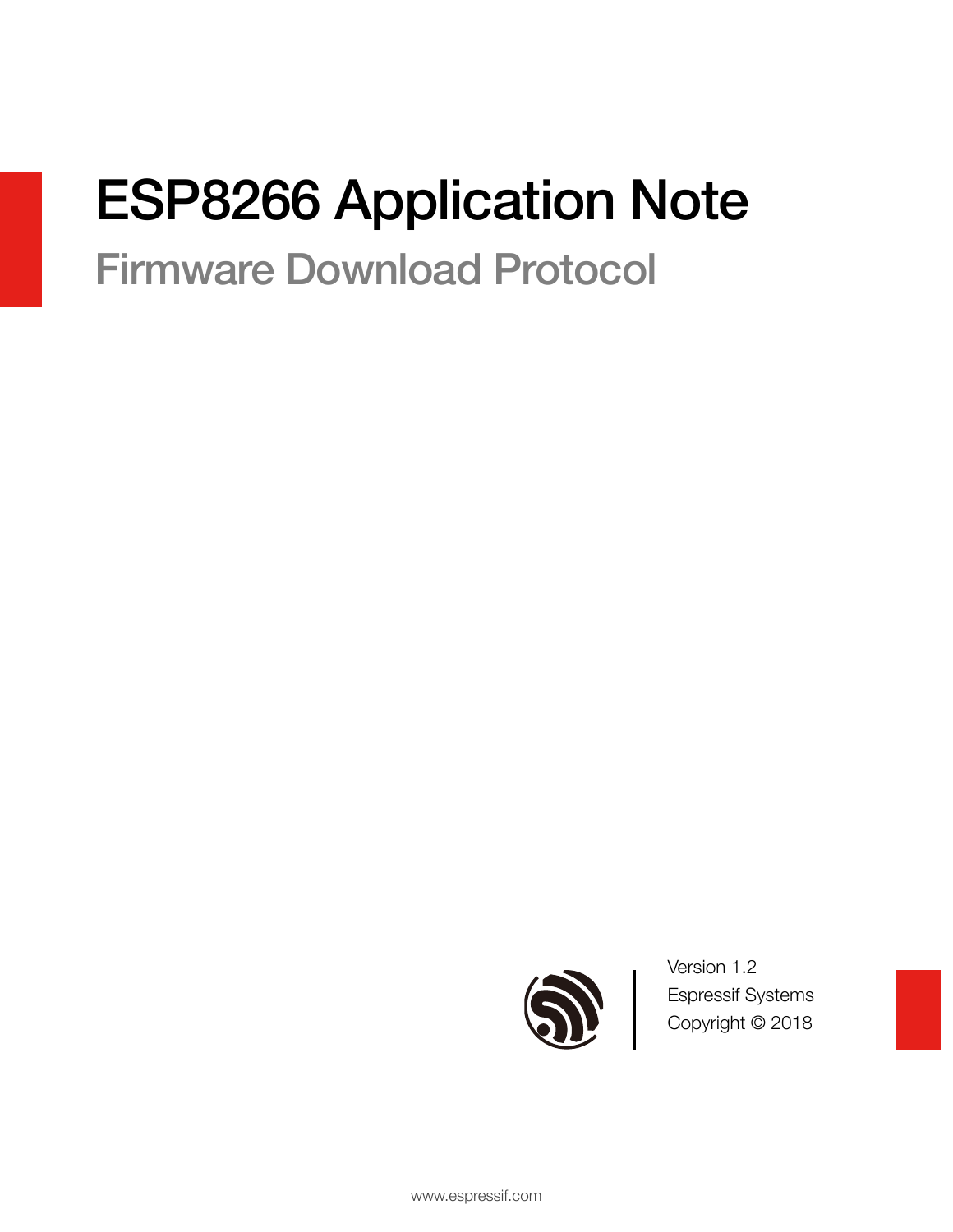# ESP8266 Application Note

## Firmware Download Protocol

Version 1.2
Espressif Systems
Copyright © 2018

www.espressif.com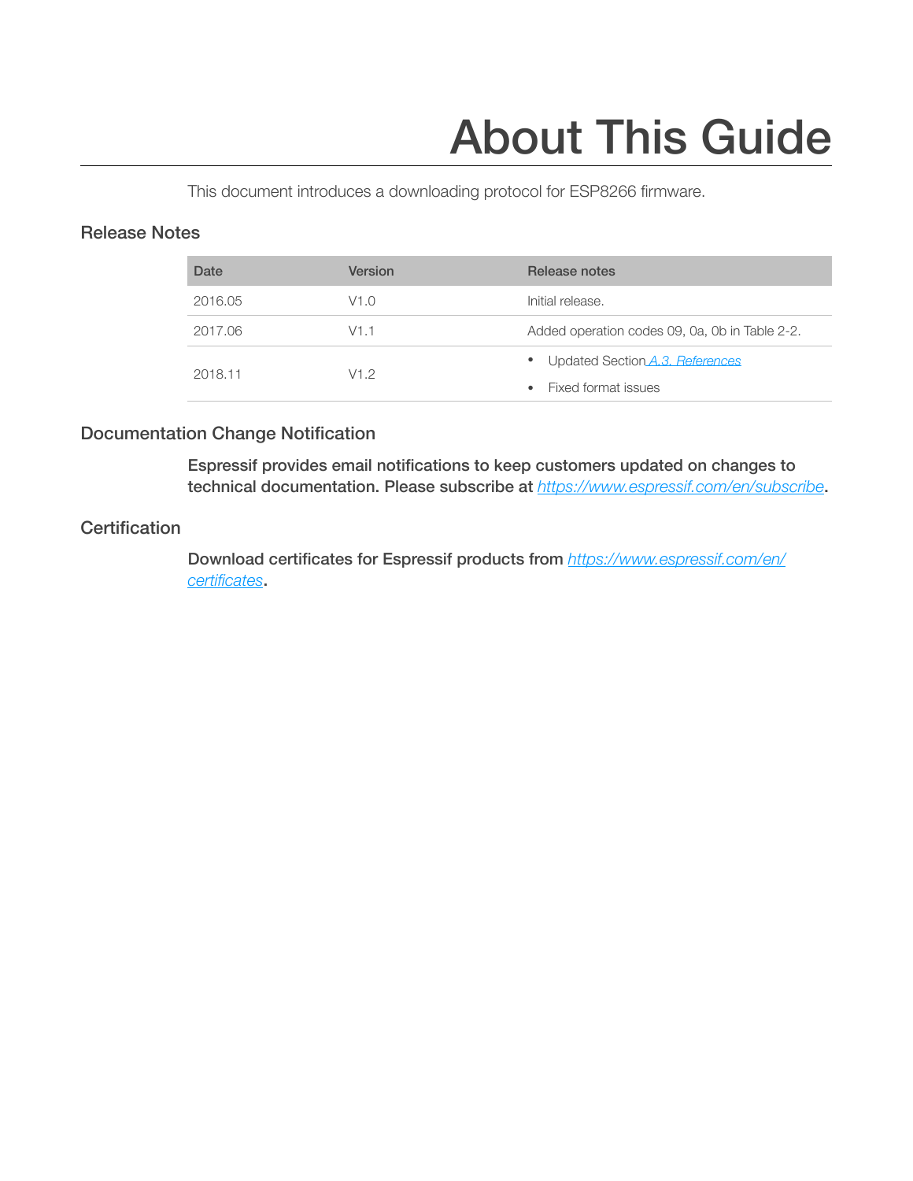# About This Guide

This document introduces a downloading protocol for ESP8266 firmware.

## Release Notes

| Date | Version | Release notes |
|---|---|---|
| 2016.05 | V1.0 | Initial release. |
| 2017.06 | V1.1 | Added operation codes 09, 0a, 0b in Table 2-2. |
| 2018.11 | V1.2 | • Updated Section A.3. References<br>• Fixed format issues |

## Documentation Change Notification

**Espressif provides email notifications to keep customers updated on changes to technical documentation. Please subscribe at *https://www.espressif.com/en/subscribe*.**

## Certification

**Download certificates for Espressif products from *https://www.espressif.com/en/certificates*.**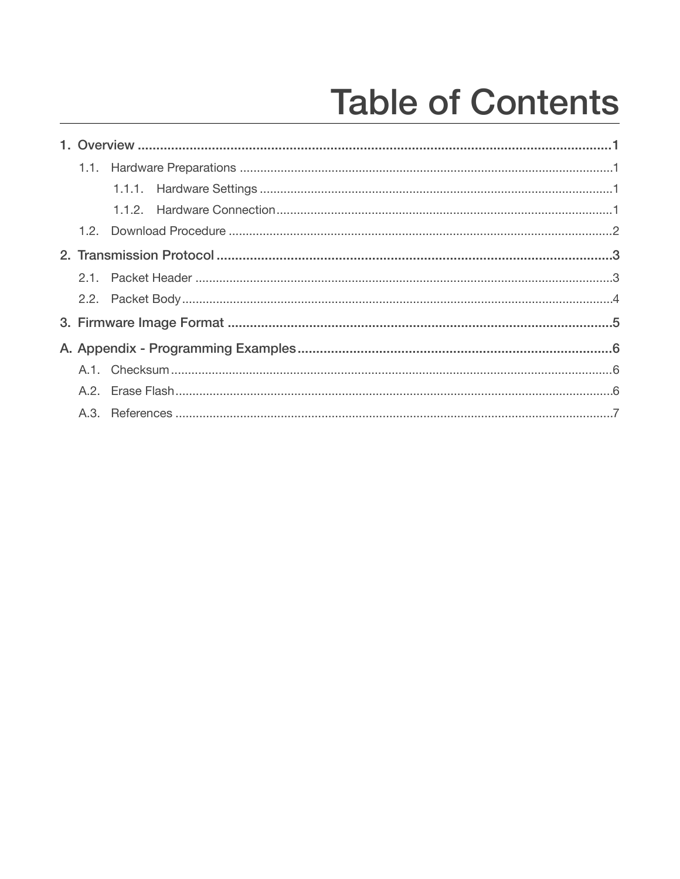# Table of Contents

1. Overview ..... 1
   - 1.1. Hardware Preparations ..... 1
     - 1.1.1. Hardware Settings ..... 1
     - 1.1.2. Hardware Connection ..... 1
   - 1.2. Download Procedure ..... 2
2. Transmission Protocol ..... 3
   - 2.1. Packet Header ..... 3
   - 2.2. Packet Body ..... 4
3. Firmware Image Format ..... 5

A. Appendix - Programming Examples ..... 6
   - A.1. Checksum ..... 6
   - A.2. Erase Flash ..... 6
   - A.3. References ..... 7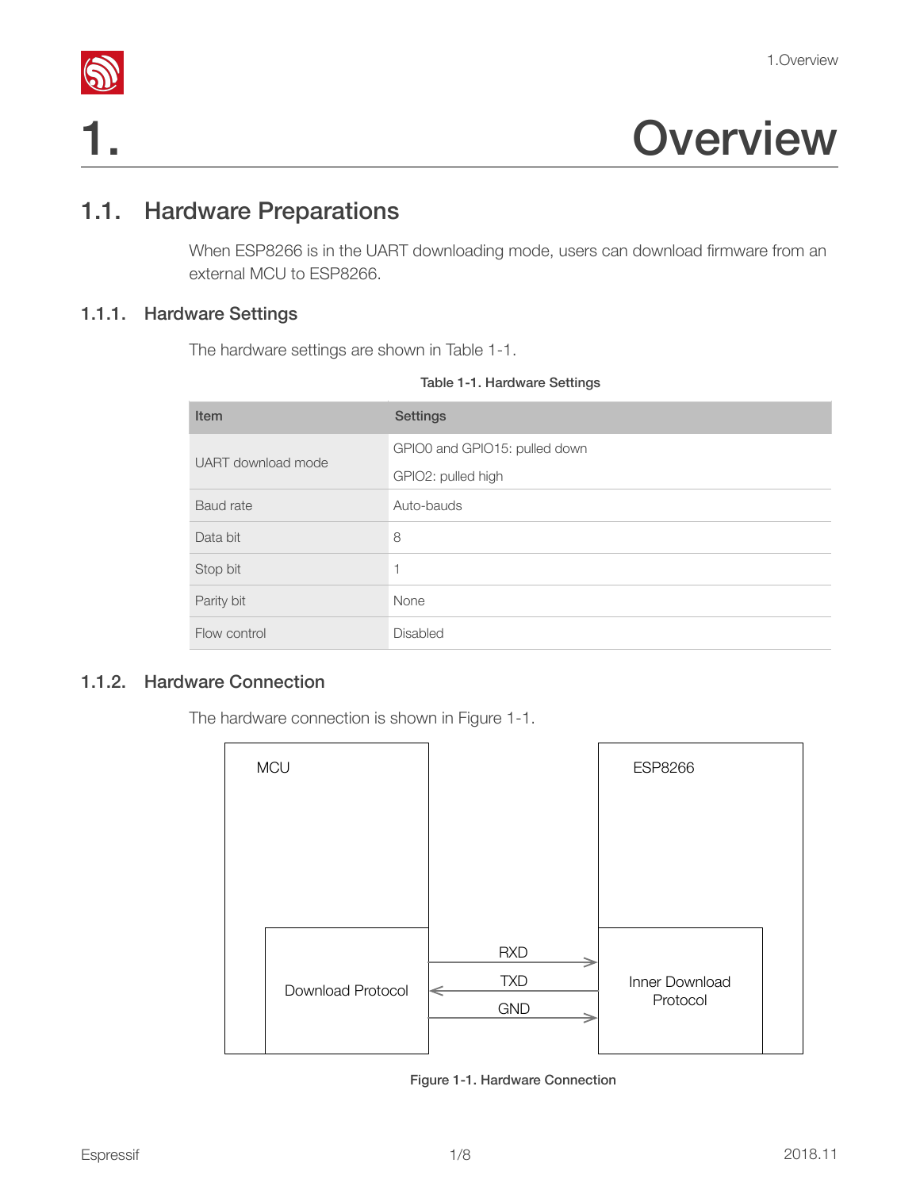# 1. Overview

## 1.1. Hardware Preparations

When ESP8266 is in the UART downloading mode, users can download firmware from an external MCU to ESP8266.

### 1.1.1. Hardware Settings

The hardware settings are shown in Table 1-1.

**Table 1-1. Hardware Settings**

| Item | Settings |
| --- | --- |
| UART download mode | GPIO0 and GPIO15: pulled down<br>GPIO2: pulled high |
| Baud rate | Auto-bauds |
| Data bit | 8 |
| Stop bit | 1 |
| Parity bit | None |
| Flow control | Disabled |

### 1.1.2. Hardware Connection

The hardware connection is shown in Figure 1-1.

MCU — Download Protocol ⟶ RXD, ⟵ TXD, ⟶ GND — ESP8266 — Inner Download Protocol

**Figure 1-1. Hardware Connection**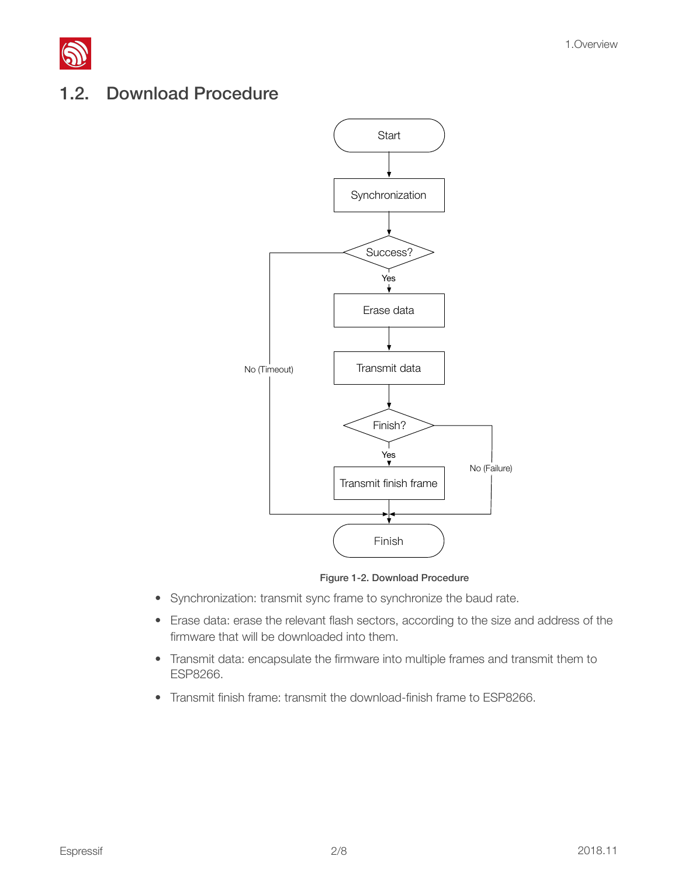## 1.2. Download Procedure

Figure 1-2. Download Procedure

- Synchronization: transmit sync frame to synchronize the baud rate.
- Erase data: erase the relevant flash sectors, according to the size and address of the firmware that will be downloaded into them.
- Transmit data: encapsulate the firmware into multiple frames and transmit them to ESP8266.
- Transmit finish frame: transmit the download-finish frame to ESP8266.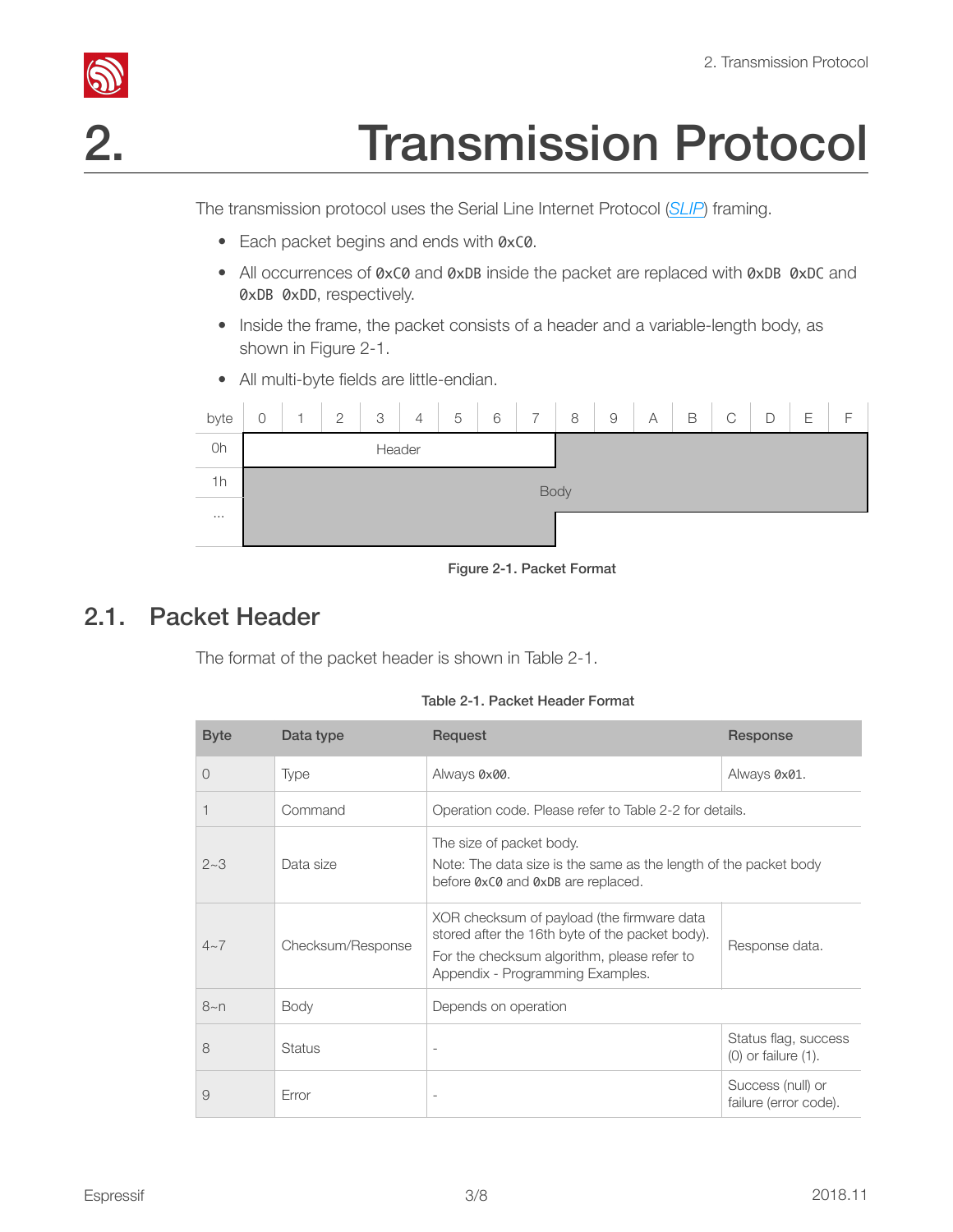// 2. Transmission Protocol

The transmission protocol uses the Serial Line Internet Protocol (*SLIP*) framing.

- Each packet begins and ends with `0xC0`.
- All occurrences of `0xC0` and `0xDB` inside the packet are replaced with `0xDB 0xDC` and `0xDB 0xDD`, respectively.
- Inside the frame, the packet consists of a header and a variable-length body, as shown in Figure 2-1.
- All multi-byte fields are little-endian.

| byte | 0 | 1 | 2 | 3 | 4 | 5 | 6 | 7 | 8 | 9 | A | B | C | D | E | F |
|---|---|---|---|---|---|---|---|---|---|---|---|---|---|---|---|---|
| 0h | Header | | | | | | | | Body | | | | | | | |
| 1h | Body | | | | | | | | | | | | | | | |
| ... | | | | | | | | | | | | | | | | |

**Figure 2-1. Packet Format**

## 2.1. Packet Header

The format of the packet header is shown in Table 2-1.

**Table 2-1. Packet Header Format**

| Byte | Data type | Request | Response |
|---|---|---|---|
| 0 | Type | Always `0x00`. | Always `0x01`. |
| 1 | Command | Operation code. Please refer to Table 2-2 for details. | |
| 2~3 | Data size | The size of packet body.<br>Note: The data size is the same as the length of the packet body before `0xC0` and `0xDB` are replaced. | |
| 4~7 | Checksum/Response | XOR checksum of payload (the firmware data stored after the 16th byte of the packet body).<br>For the checksum algorithm, please refer to Appendix - Programming Examples. | Response data. |
| 8~n | Body | Depends on operation | |
| 8 | Status | - | Status flag, success (0) or failure (1). |
| 9 | Error | - | Success (null) or failure (error code). |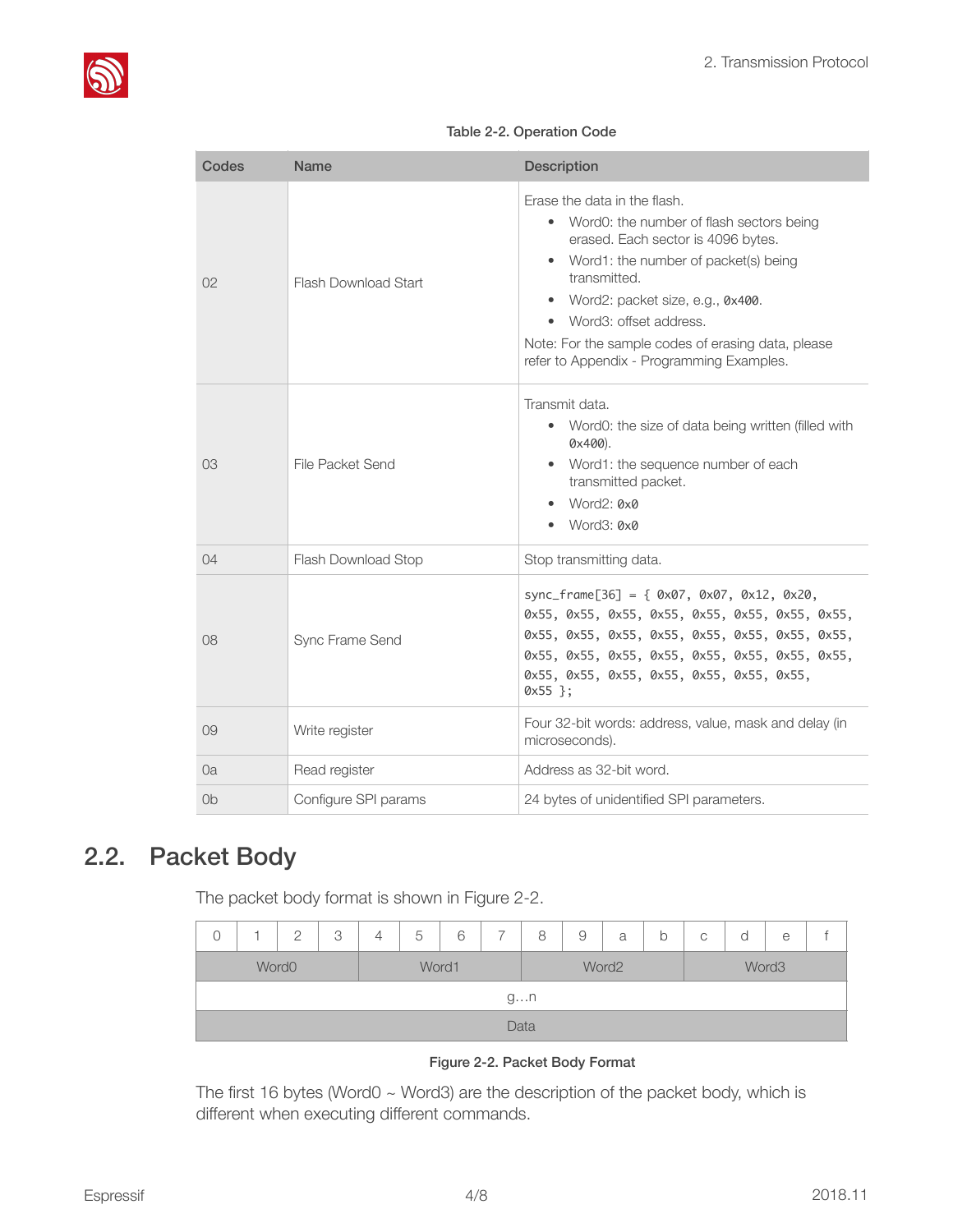Table 2-2. Operation Code

| Codes | Name | Description |
| --- | --- | --- |
| 02 | Flash Download Start | Erase the data in the flash.<br>• Word0: the number of flash sectors being erased. Each sector is 4096 bytes.<br>• Word1: the number of packet(s) being transmitted.<br>• Word2: packet size, e.g., `0x400`.<br>• Word3: offset address.<br>Note: For the sample codes of erasing data, please refer to Appendix - Programming Examples. |
| 03 | File Packet Send | Transmit data.<br>• Word0: the size of data being written (filled with `0x400`).<br>• Word1: the sequence number of each transmitted packet.<br>• Word2: `0x0`<br>• Word3: `0x0` |
| 04 | Flash Download Stop | Stop transmitting data. |
| 08 | Sync Frame Send | `sync_frame[36] = { 0x07, 0x07, 0x12, 0x20, 0x55, 0x55, 0x55, 0x55, 0x55, 0x55, 0x55, 0x55, 0x55, 0x55, 0x55, 0x55, 0x55, 0x55, 0x55, 0x55, 0x55, 0x55, 0x55, 0x55, 0x55, 0x55, 0x55, 0x55, 0x55, 0x55, 0x55, 0x55, 0x55, 0x55, 0x55, 0x55 };` |
| 09 | Write register | Four 32-bit words: address, value, mask and delay (in microseconds). |
| 0a | Read register | Address as 32-bit word. |
| 0b | Configure SPI params | 24 bytes of unidentified SPI parameters. |

## 2.2. Packet Body

The packet body format is shown in Figure 2-2.

| 0 | 1 | 2 | 3 | 4 | 5 | 6 | 7 | 8 | 9 | a | b | c | d | e | f |
| --- | --- | --- | --- | --- | --- | --- | --- | --- | --- | --- | --- | --- | --- | --- | --- |
| Word0 | | | | Word1 | | | | Word2 | | | | Word3 | | | |
| g…n | | | | | | | | | | | | | | | |
| Data | | | | | | | | | | | | | | | |

Figure 2-2. Packet Body Format

The first 16 bytes (Word0 ~ Word3) are the description of the packet body, which is different when executing different commands.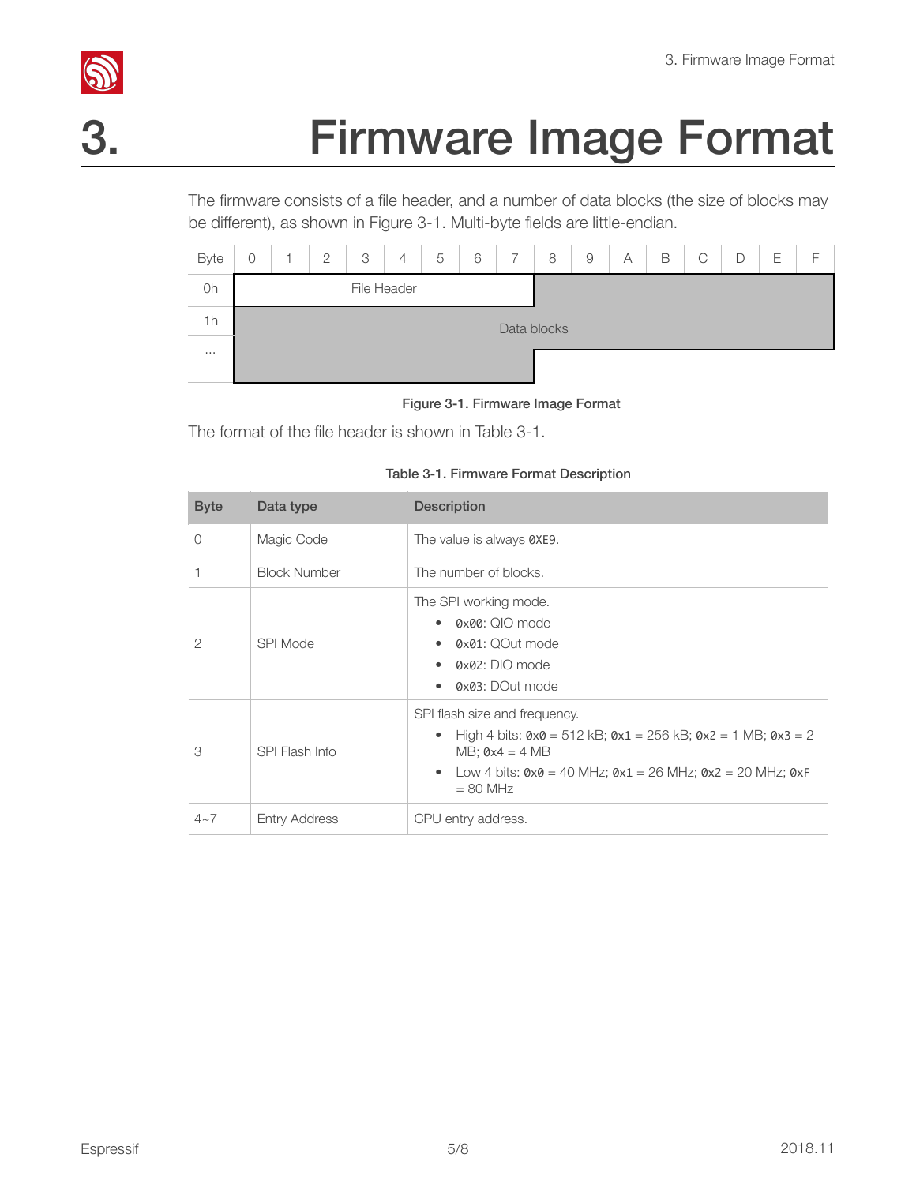# 3. Firmware Image Format

The firmware consists of a file header, and a number of data blocks (the size of blocks may be different), as shown in Figure 3-1. Multi-byte fields are little-endian.

| Byte | 0 | 1 | 2 | 3 | 4 | 5 | 6 | 7 | 8 | 9 | A | B | C | D | E | F |
|---|---|---|---|---|---|---|---|---|---|---|---|---|---|---|---|---|
| 0h | File Header | | | | | | | | Data blocks | | | | | | | |
| 1h | Data blocks | | | | | | | | | | | | | | | |
| ... | Data blocks | | | | | | | | | | | | | | | |

Figure 3-1. Firmware Image Format

The format of the file header is shown in Table 3-1.

Table 3-1. Firmware Format Description

| Byte | Data type | Description |
|---|---|---|
| 0 | Magic Code | The value is always `0XE9`. |
| 1 | Block Number | The number of blocks. |
| 2 | SPI Mode | The SPI working mode.<br>• `0x00`: QIO mode<br>• `0x01`: QOut mode<br>• `0x02`: DIO mode<br>• `0x03`: DOut mode |
| 3 | SPI Flash Info | SPI flash size and frequency.<br>• High 4 bits: `0x0` = 512 kB; `0x1` = 256 kB; `0x2` = 1 MB; `0x3` = 2 MB; `0x4` = 4 MB<br>• Low 4 bits: `0x0` = 40 MHz; `0x1` = 26 MHz; `0x2` = 20 MHz; `0xF` = 80 MHz |
| 4~7 | Entry Address | CPU entry address. |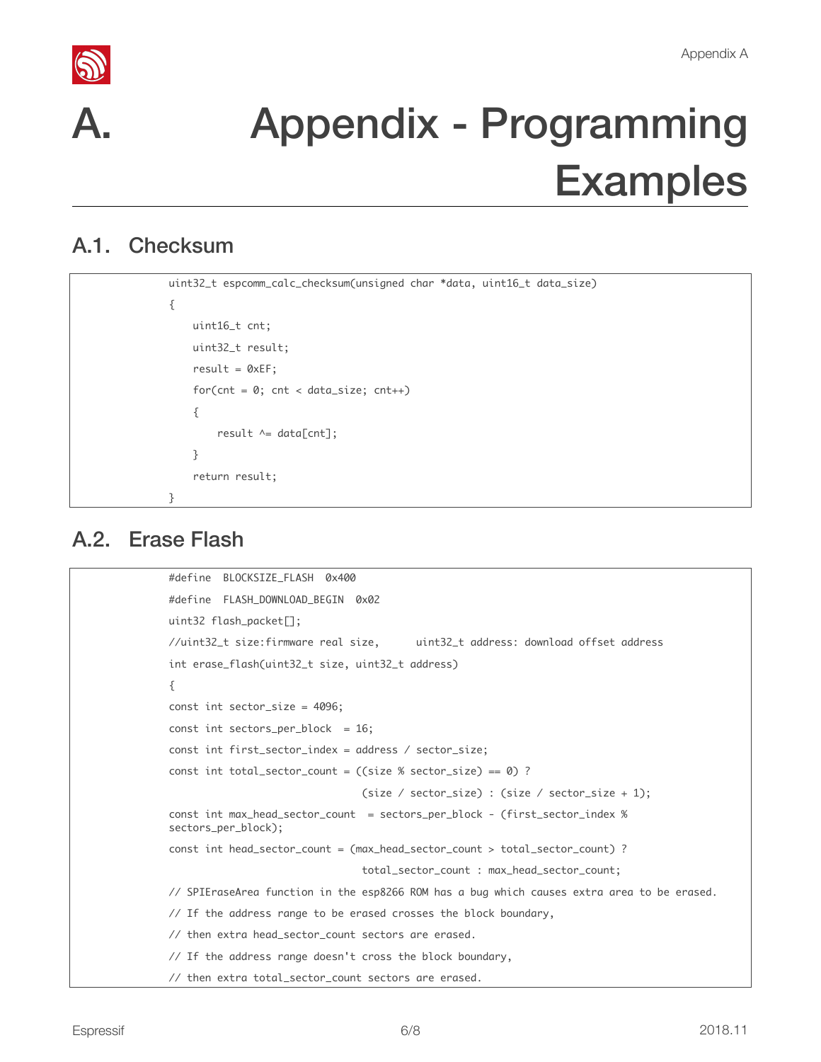# A. Appendix - Programming Examples

## A.1. Checksum

```
uint32_t espcomm_calc_checksum(unsigned char *data, uint16_t data_size)
{
    uint16_t cnt;
    uint32_t result;
    result = 0xEF;
    for(cnt = 0; cnt < data_size; cnt++)
    {
        result ^= data[cnt];
    }
    return result;
}
```

## A.2. Erase Flash

```
#define  BLOCKSIZE_FLASH  0x400
#define  FLASH_DOWNLOAD_BEGIN  0x02
uint32 flash_packet[];
//uint32_t size:firmware real size,      uint32_t address: download offset address
int erase_flash(uint32_t size, uint32_t address)
{
const int sector_size = 4096;
const int sectors_per_block  = 16;
const int first_sector_index = address / sector_size;
const int total_sector_count = ((size % sector_size) == 0) ?
                                (size / sector_size) : (size / sector_size + 1);
const int max_head_sector_count  = sectors_per_block - (first_sector_index %
sectors_per_block);
const int head_sector_count = (max_head_sector_count > total_sector_count) ?
                                total_sector_count : max_head_sector_count;
// SPIEraseArea function in the esp8266 ROM has a bug which causes extra area to be erased.
// If the address range to be erased crosses the block boundary,
// then extra head_sector_count sectors are erased.
// If the address range doesn't cross the block boundary,
// then extra total_sector_count sectors are erased.
```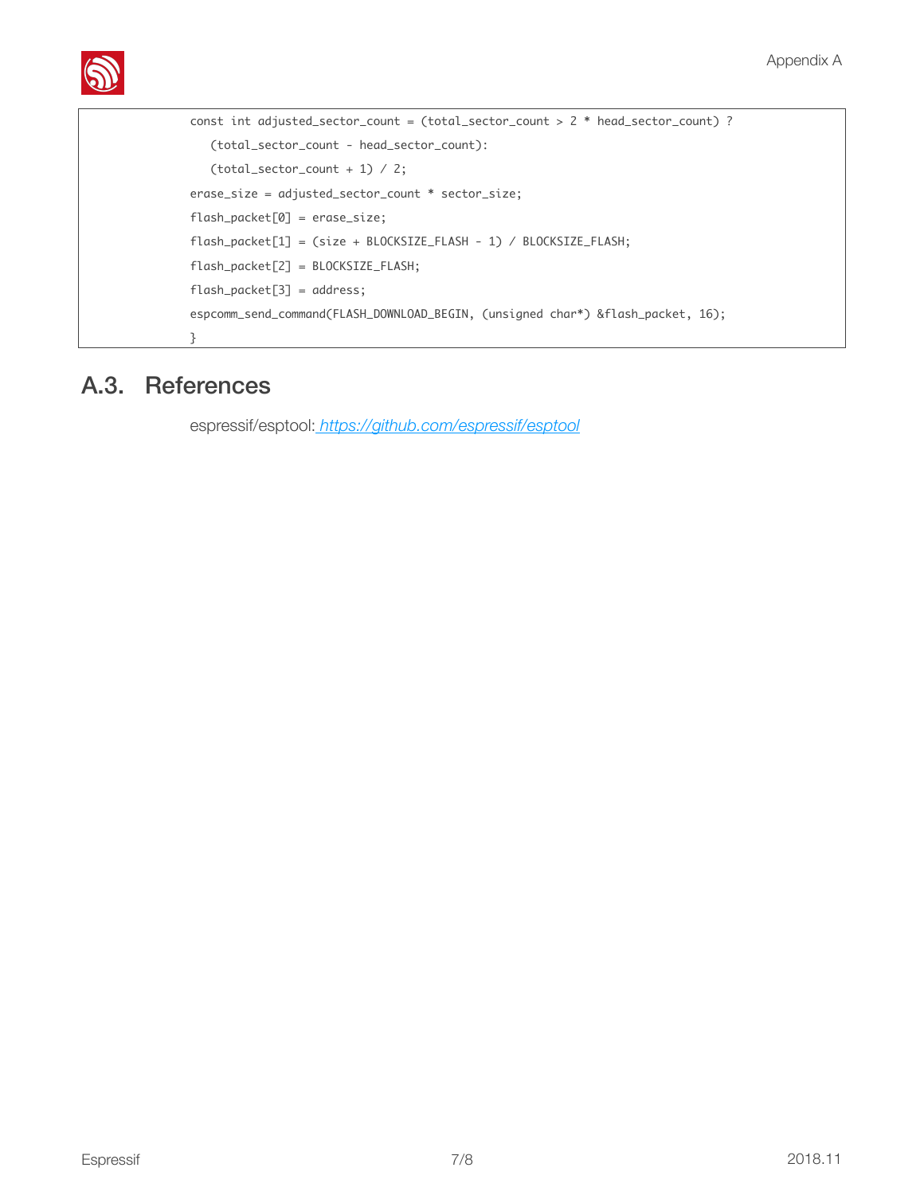```
const int adjusted_sector_count = (total_sector_count > 2 * head_sector_count) ?
   (total_sector_count - head_sector_count):
   (total_sector_count + 1) / 2;
erase_size = adjusted_sector_count * sector_size;
flash_packet[0] = erase_size;
flash_packet[1] = (size + BLOCKSIZE_FLASH - 1) / BLOCKSIZE_FLASH;
flash_packet[2] = BLOCKSIZE_FLASH;
flash_packet[3] = address;
espcomm_send_command(FLASH_DOWNLOAD_BEGIN, (unsigned char*) &flash_packet, 16);
}
```

## A.3. References

espressif/esptool: [https://github.com/espressif/esptool](https://github.com/espressif/esptool)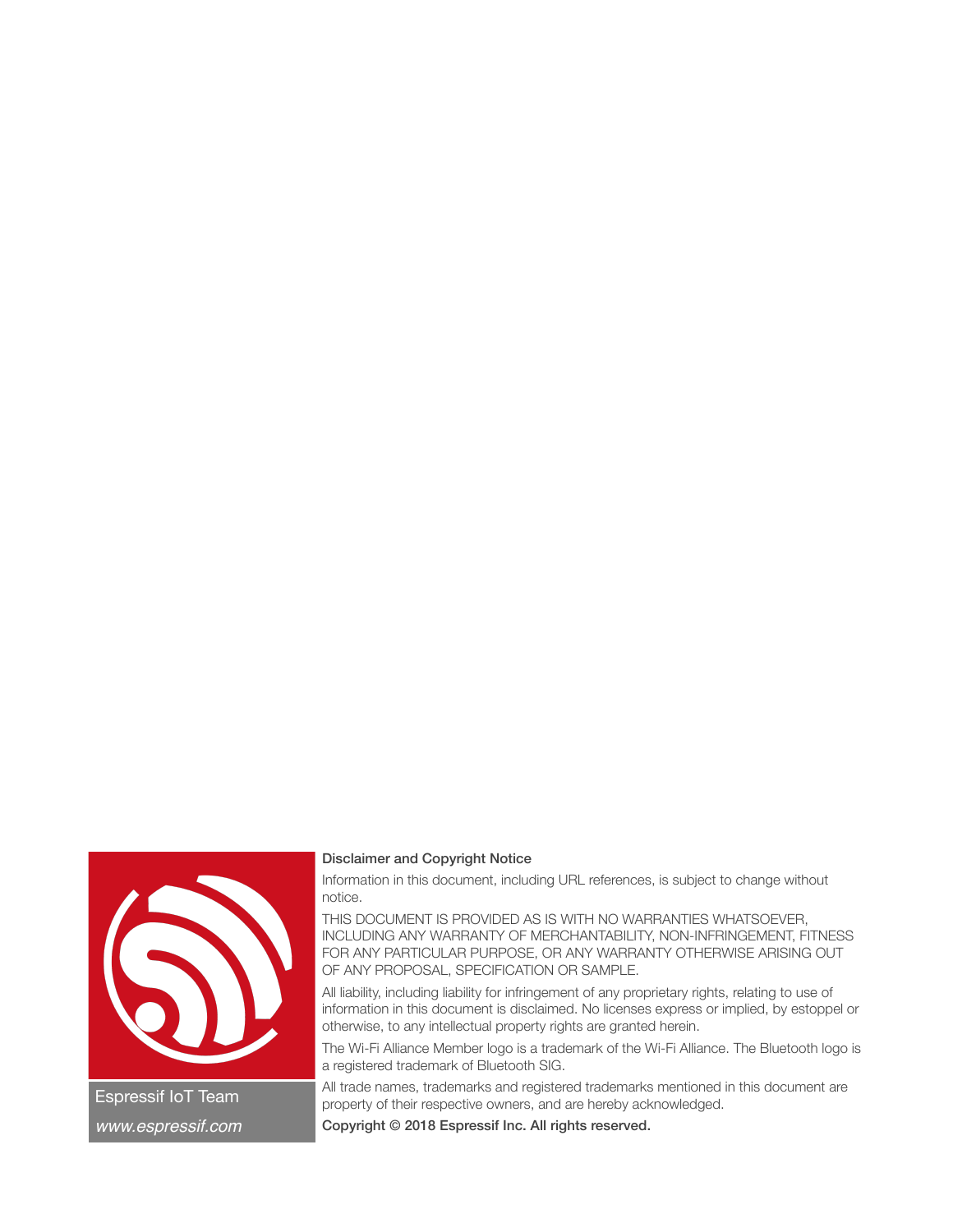Espressif IoT Team

*www.espressif.com*

**Disclaimer and Copyright Notice**

Information in this document, including URL references, is subject to change without notice.

THIS DOCUMENT IS PROVIDED AS IS WITH NO WARRANTIES WHATSOEVER, INCLUDING ANY WARRANTY OF MERCHANTABILITY, NON-INFRINGEMENT, FITNESS FOR ANY PARTICULAR PURPOSE, OR ANY WARRANTY OTHERWISE ARISING OUT OF ANY PROPOSAL, SPECIFICATION OR SAMPLE.

All liability, including liability for infringement of any proprietary rights, relating to use of information in this document is disclaimed. No licenses express or implied, by estoppel or otherwise, to any intellectual property rights are granted herein.

The Wi-Fi Alliance Member logo is a trademark of the Wi-Fi Alliance. The Bluetooth logo is a registered trademark of Bluetooth SIG.

All trade names, trademarks and registered trademarks mentioned in this document are property of their respective owners, and are hereby acknowledged.

**Copyright © 2018 Espressif Inc. All rights reserved.**